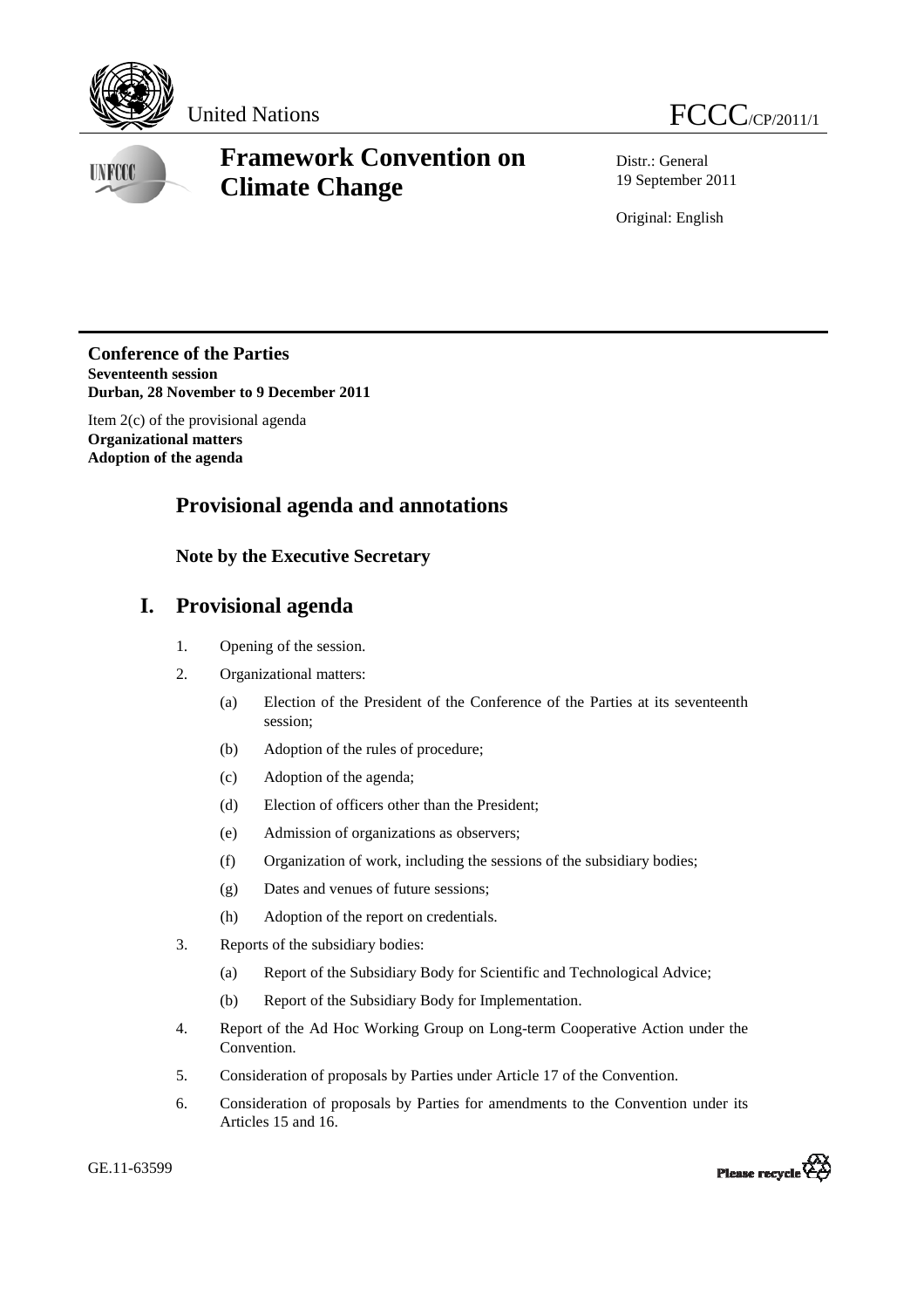United Nations FCCC/CP/2011/1

# Framework Convention on Climate Change

Distr.: General
19 September 2011

Original: English

**Conference of the Parties**
**Seventeenth session**
**Durban, 28 November to 9 December 2011**

Item 2(c) of the provisional agenda
**Organizational matters**
**Adoption of the agenda**

## Provisional agenda and annotations

### Note by the Executive Secretary

## I. Provisional agenda

1. Opening of the session.
2. Organizational matters:
   - (a) Election of the President of the Conference of the Parties at its seventeenth session;
   - (b) Adoption of the rules of procedure;
   - (c) Adoption of the agenda;
   - (d) Election of officers other than the President;
   - (e) Admission of organizations as observers;
   - (f) Organization of work, including the sessions of the subsidiary bodies;
   - (g) Dates and venues of future sessions;
   - (h) Adoption of the report on credentials.
3. Reports of the subsidiary bodies:
   - (a) Report of the Subsidiary Body for Scientific and Technological Advice;
   - (b) Report of the Subsidiary Body for Implementation.
4. Report of the Ad Hoc Working Group on Long-term Cooperative Action under the Convention.
5. Consideration of proposals by Parties under Article 17 of the Convention.
6. Consideration of proposals by Parties for amendments to the Convention under its Articles 15 and 16.

GE.11-63599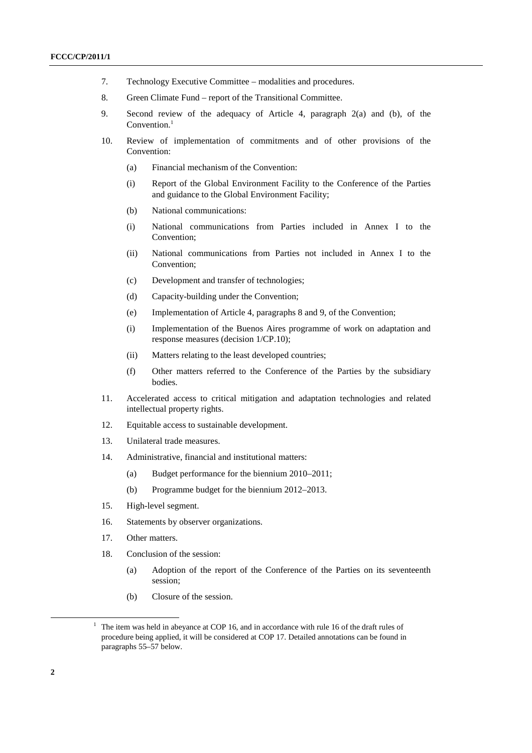7. Technology Executive Committee – modalities and procedures.

8. Green Climate Fund – report of the Transitional Committee.

9. Second review of the adequacy of Article 4, paragraph 2(a) and (b), of the Convention.[1]

10. Review of implementation of commitments and of other provisions of the Convention:

    (a) Financial mechanism of the Convention:

    (i) Report of the Global Environment Facility to the Conference of the Parties and guidance to the Global Environment Facility;

    (b) National communications:

    (i) National communications from Parties included in Annex I to the Convention;

    (ii) National communications from Parties not included in Annex I to the Convention;

    (c) Development and transfer of technologies;

    (d) Capacity-building under the Convention;

    (e) Implementation of Article 4, paragraphs 8 and 9, of the Convention;

    (i) Implementation of the Buenos Aires programme of work on adaptation and response measures (decision 1/CP.10);

    (ii) Matters relating to the least developed countries;

    (f) Other matters referred to the Conference of the Parties by the subsidiary bodies.

11. Accelerated access to critical mitigation and adaptation technologies and related intellectual property rights.

12. Equitable access to sustainable development.

13. Unilateral trade measures.

14. Administrative, financial and institutional matters:

    (a) Budget performance for the biennium 2010–2011;

    (b) Programme budget for the biennium 2012–2013.

15. High-level segment.

16. Statements by observer organizations.

17. Other matters.

18. Conclusion of the session:

    (a) Adoption of the report of the Conference of the Parties on its seventeenth session;

    (b) Closure of the session.

---

[1] The item was held in abeyance at COP 16, and in accordance with rule 16 of the draft rules of procedure being applied, it will be considered at COP 17. Detailed annotations can be found in paragraphs 55–57 below.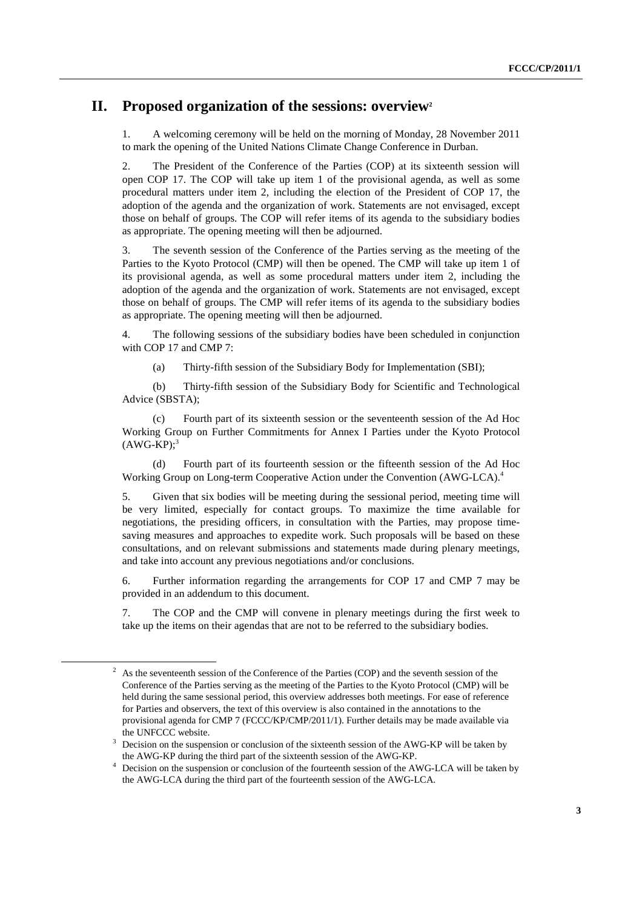## II. Proposed organization of the sessions: overview[2]

1. A welcoming ceremony will be held on the morning of Monday, 28 November 2011 to mark the opening of the United Nations Climate Change Conference in Durban.

2. The President of the Conference of the Parties (COP) at its sixteenth session will open COP 17. The COP will take up item 1 of the provisional agenda, as well as some procedural matters under item 2, including the election of the President of COP 17, the adoption of the agenda and the organization of work. Statements are not envisaged, except those on behalf of groups. The COP will refer items of its agenda to the subsidiary bodies as appropriate. The opening meeting will then be adjourned.

3. The seventh session of the Conference of the Parties serving as the meeting of the Parties to the Kyoto Protocol (CMP) will then be opened. The CMP will take up item 1 of its provisional agenda, as well as some procedural matters under item 2, including the adoption of the agenda and the organization of work. Statements are not envisaged, except those on behalf of groups. The CMP will refer items of its agenda to the subsidiary bodies as appropriate. The opening meeting will then be adjourned.

4. The following sessions of the subsidiary bodies have been scheduled in conjunction with COP 17 and CMP 7:

(a) Thirty-fifth session of the Subsidiary Body for Implementation (SBI);

(b) Thirty-fifth session of the Subsidiary Body for Scientific and Technological Advice (SBSTA);

(c) Fourth part of its sixteenth session or the seventeenth session of the Ad Hoc Working Group on Further Commitments for Annex I Parties under the Kyoto Protocol (AWG-KP);[3]

(d) Fourth part of its fourteenth session or the fifteenth session of the Ad Hoc Working Group on Long-term Cooperative Action under the Convention (AWG-LCA).[4]

5. Given that six bodies will be meeting during the sessional period, meeting time will be very limited, especially for contact groups. To maximize the time available for negotiations, the presiding officers, in consultation with the Parties, may propose time-saving measures and approaches to expedite work. Such proposals will be based on these consultations, and on relevant submissions and statements made during plenary meetings, and take into account any previous negotiations and/or conclusions.

6. Further information regarding the arrangements for COP 17 and CMP 7 may be provided in an addendum to this document.

7. The COP and the CMP will convene in plenary meetings during the first week to take up the items on their agendas that are not to be referred to the subsidiary bodies.

---

[2] As the seventeenth session of the Conference of the Parties (COP) and the seventh session of the Conference of the Parties serving as the meeting of the Parties to the Kyoto Protocol (CMP) will be held during the same sessional period, this overview addresses both meetings. For ease of reference for Parties and observers, the text of this overview is also contained in the annotations to the provisional agenda for CMP 7 (FCCC/KP/CMP/2011/1). Further details may be made available via the UNFCCC website.

[3] Decision on the suspension or conclusion of the sixteenth session of the AWG-KP will be taken by the AWG-KP during the third part of the sixteenth session of the AWG-KP.

[4] Decision on the suspension or conclusion of the fourteenth session of the AWG-LCA will be taken by the AWG-LCA during the third part of the fourteenth session of the AWG-LCA.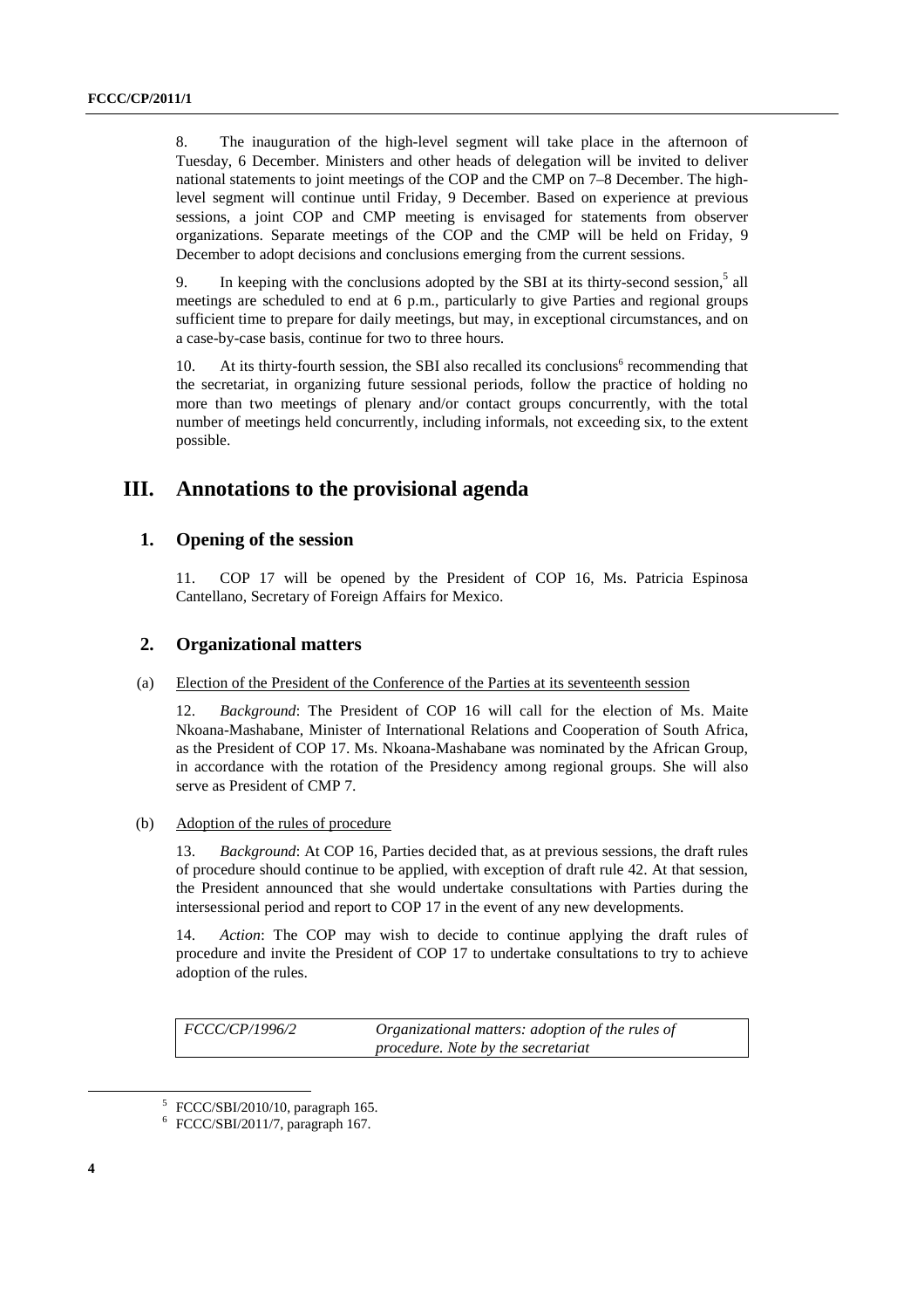8. The inauguration of the high-level segment will take place in the afternoon of Tuesday, 6 December. Ministers and other heads of delegation will be invited to deliver national statements to joint meetings of the COP and the CMP on 7–8 December. The high-level segment will continue until Friday, 9 December. Based on experience at previous sessions, a joint COP and CMP meeting is envisaged for statements from observer organizations. Separate meetings of the COP and the CMP will be held on Friday, 9 December to adopt decisions and conclusions emerging from the current sessions.

9. In keeping with the conclusions adopted by the SBI at its thirty-second session,[5] all meetings are scheduled to end at 6 p.m., particularly to give Parties and regional groups sufficient time to prepare for daily meetings, but may, in exceptional circumstances, and on a case-by-case basis, continue for two to three hours.

10. At its thirty-fourth session, the SBI also recalled its conclusions[6] recommending that the secretariat, in organizing future sessional periods, follow the practice of holding no more than two meetings of plenary and/or contact groups concurrently, with the total number of meetings held concurrently, including informals, not exceeding six, to the extent possible.

# III. Annotations to the provisional agenda

## 1. Opening of the session

11. COP 17 will be opened by the President of COP 16, Ms. Patricia Espinosa Cantellano, Secretary of Foreign Affairs for Mexico.

## 2. Organizational matters

### (a) Election of the President of the Conference of the Parties at its seventeenth session

12. *Background*: The President of COP 16 will call for the election of Ms. Maite Nkoana-Mashabane, Minister of International Relations and Cooperation of South Africa, as the President of COP 17. Ms. Nkoana-Mashabane was nominated by the African Group, in accordance with the rotation of the Presidency among regional groups. She will also serve as President of CMP 7.

### (b) Adoption of the rules of procedure

13. *Background*: At COP 16, Parties decided that, as at previous sessions, the draft rules of procedure should continue to be applied, with exception of draft rule 42. At that session, the President announced that she would undertake consultations with Parties during the intersessional period and report to COP 17 in the event of any new developments.

14. *Action*: The COP may wish to decide to continue applying the draft rules of procedure and invite the President of COP 17 to undertake consultations to try to achieve adoption of the rules.

| | |
|---|---|
| *FCCC/CP/1996/2* | *Organizational matters: adoption of the rules of procedure. Note by the secretariat* |

[5] FCCC/SBI/2010/10, paragraph 165.

[6] FCCC/SBI/2011/7, paragraph 167.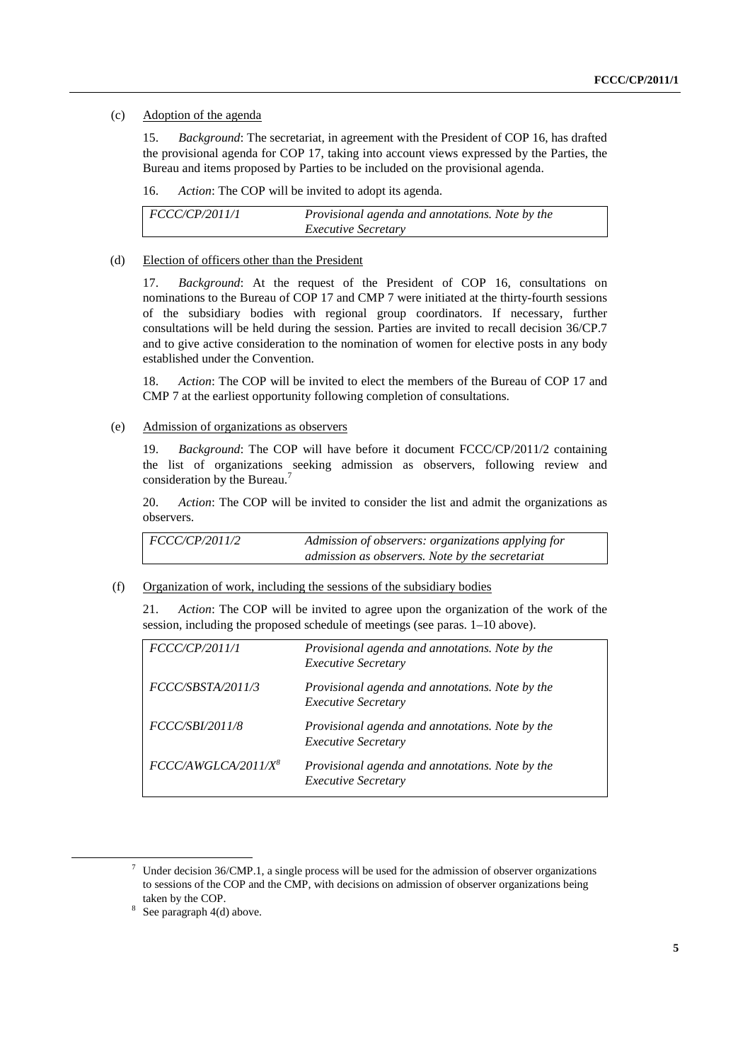(c) Adoption of the agenda

15. *Background*: The secretariat, in agreement with the President of COP 16, has drafted the provisional agenda for COP 17, taking into account views expressed by the Parties, the Bureau and items proposed by Parties to be included on the provisional agenda.

16. *Action*: The COP will be invited to adopt its agenda.

| | |
|---|---|
| *FCCC/CP/2011/1* | *Provisional agenda and annotations. Note by the Executive Secretary* |

(d) Election of officers other than the President

17. *Background*: At the request of the President of COP 16, consultations on nominations to the Bureau of COP 17 and CMP 7 were initiated at the thirty-fourth sessions of the subsidiary bodies with regional group coordinators. If necessary, further consultations will be held during the session. Parties are invited to recall decision 36/CP.7 and to give active consideration to the nomination of women for elective posts in any body established under the Convention.

18. *Action*: The COP will be invited to elect the members of the Bureau of COP 17 and CMP 7 at the earliest opportunity following completion of consultations.

(e) Admission of organizations as observers

19. *Background*: The COP will have before it document FCCC/CP/2011/2 containing the list of organizations seeking admission as observers, following review and consideration by the Bureau.[7]

20. *Action*: The COP will be invited to consider the list and admit the organizations as observers.

| | |
|---|---|
| *FCCC/CP/2011/2* | *Admission of observers: organizations applying for admission as observers. Note by the secretariat* |

(f) Organization of work, including the sessions of the subsidiary bodies

21. *Action*: The COP will be invited to agree upon the organization of the work of the session, including the proposed schedule of meetings (see paras. 1–10 above).

| | |
|---|---|
| *FCCC/CP/2011/1* | *Provisional agenda and annotations. Note by the Executive Secretary* |
| *FCCC/SBSTA/2011/3* | *Provisional agenda and annotations. Note by the Executive Secretary* |
| *FCCC/SBI/2011/8* | *Provisional agenda and annotations. Note by the Executive Secretary* |
| *FCCC/AWGLCA/2011/X*[8] | *Provisional agenda and annotations. Note by the Executive Secretary* |

---

[7] Under decision 36/CMP.1, a single process will be used for the admission of observer organizations to sessions of the COP and the CMP, with decisions on admission of observer organizations being taken by the COP.

[8] See paragraph 4(d) above.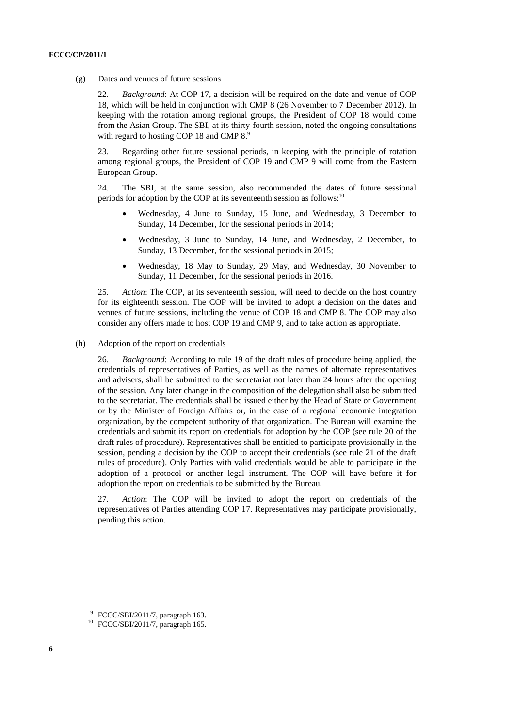(g) Dates and venues of future sessions

22. *Background*: At COP 17, a decision will be required on the date and venue of COP 18, which will be held in conjunction with CMP 8 (26 November to 7 December 2012). In keeping with the rotation among regional groups, the President of COP 18 would come from the Asian Group. The SBI, at its thirty-fourth session, noted the ongoing consultations with regard to hosting COP 18 and CMP 8.[9]

23. Regarding other future sessional periods, in keeping with the principle of rotation among regional groups, the President of COP 19 and CMP 9 will come from the Eastern European Group.

24. The SBI, at the same session, also recommended the dates of future sessional periods for adoption by the COP at its seventeenth session as follows:[10]

- Wednesday, 4 June to Sunday, 15 June, and Wednesday, 3 December to Sunday, 14 December, for the sessional periods in 2014;
- Wednesday, 3 June to Sunday, 14 June, and Wednesday, 2 December, to Sunday, 13 December, for the sessional periods in 2015;
- Wednesday, 18 May to Sunday, 29 May, and Wednesday, 30 November to Sunday, 11 December, for the sessional periods in 2016.

25. *Action*: The COP, at its seventeenth session, will need to decide on the host country for its eighteenth session. The COP will be invited to adopt a decision on the dates and venues of future sessions, including the venue of COP 18 and CMP 8. The COP may also consider any offers made to host COP 19 and CMP 9, and to take action as appropriate.

(h) Adoption of the report on credentials

26. *Background*: According to rule 19 of the draft rules of procedure being applied, the credentials of representatives of Parties, as well as the names of alternate representatives and advisers, shall be submitted to the secretariat not later than 24 hours after the opening of the session. Any later change in the composition of the delegation shall also be submitted to the secretariat. The credentials shall be issued either by the Head of State or Government or by the Minister of Foreign Affairs or, in the case of a regional economic integration organization, by the competent authority of that organization. The Bureau will examine the credentials and submit its report on credentials for adoption by the COP (see rule 20 of the draft rules of procedure). Representatives shall be entitled to participate provisionally in the session, pending a decision by the COP to accept their credentials (see rule 21 of the draft rules of procedure). Only Parties with valid credentials would be able to participate in the adoption of a protocol or another legal instrument. The COP will have before it for adoption the report on credentials to be submitted by the Bureau.

27. *Action*: The COP will be invited to adopt the report on credentials of the representatives of Parties attending COP 17. Representatives may participate provisionally, pending this action.

---

[9] FCCC/SBI/2011/7, paragraph 163.

[10] FCCC/SBI/2011/7, paragraph 165.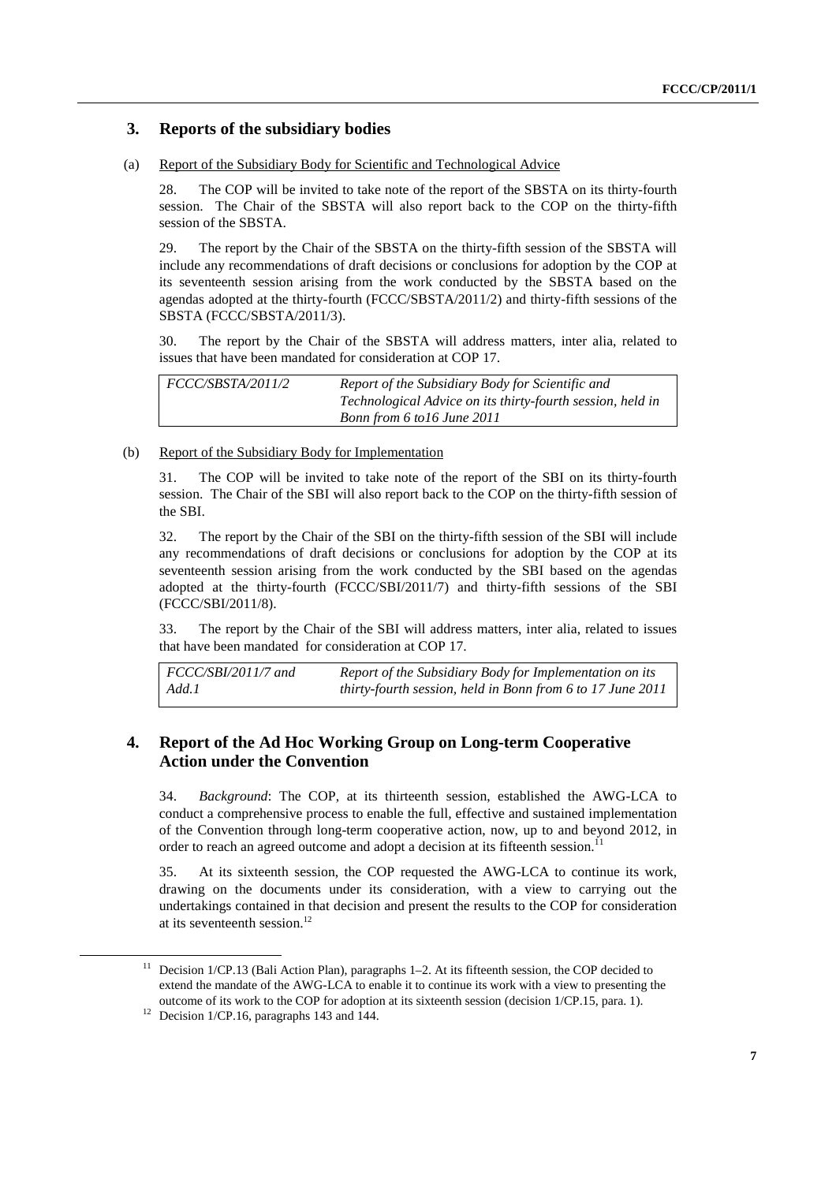## 3. Reports of the subsidiary bodies

(a) Report of the Subsidiary Body for Scientific and Technological Advice

28. The COP will be invited to take note of the report of the SBSTA on its thirty-fourth session. The Chair of the SBSTA will also report back to the COP on the thirty-fifth session of the SBSTA.

29. The report by the Chair of the SBSTA on the thirty-fifth session of the SBSTA will include any recommendations of draft decisions or conclusions for adoption by the COP at its seventeenth session arising from the work conducted by the SBSTA based on the agendas adopted at the thirty-fourth (FCCC/SBSTA/2011/2) and thirty-fifth sessions of the SBSTA (FCCC/SBSTA/2011/3).

30. The report by the Chair of the SBSTA will address matters, inter alia, related to issues that have been mandated for consideration at COP 17.

| | |
|---|---|
| *FCCC/SBSTA/2011/2* | *Report of the Subsidiary Body for Scientific and Technological Advice on its thirty-fourth session, held in Bonn from 6 to16 June 2011* |

(b) Report of the Subsidiary Body for Implementation

31. The COP will be invited to take note of the report of the SBI on its thirty-fourth session. The Chair of the SBI will also report back to the COP on the thirty-fifth session of the SBI.

32. The report by the Chair of the SBI on the thirty-fifth session of the SBI will include any recommendations of draft decisions or conclusions for adoption by the COP at its seventeenth session arising from the work conducted by the SBI based on the agendas adopted at the thirty-fourth (FCCC/SBI/2011/7) and thirty-fifth sessions of the SBI (FCCC/SBI/2011/8).

33. The report by the Chair of the SBI will address matters, inter alia, related to issues that have been mandated for consideration at COP 17.

| | |
|---|---|
| *FCCC/SBI/2011/7 and Add.1* | *Report of the Subsidiary Body for Implementation on its thirty-fourth session, held in Bonn from 6 to 17 June 2011* |

## 4. Report of the Ad Hoc Working Group on Long-term Cooperative Action under the Convention

34. *Background*: The COP, at its thirteenth session, established the AWG-LCA to conduct a comprehensive process to enable the full, effective and sustained implementation of the Convention through long-term cooperative action, now, up to and beyond 2012, in order to reach an agreed outcome and adopt a decision at its fifteenth session.[11]

35. At its sixteenth session, the COP requested the AWG-LCA to continue its work, drawing on the documents under its consideration, with a view to carrying out the undertakings contained in that decision and present the results to the COP for consideration at its seventeenth session.[12]

[11] Decision 1/CP.13 (Bali Action Plan), paragraphs 1–2. At its fifteenth session, the COP decided to extend the mandate of the AWG-LCA to enable it to continue its work with a view to presenting the outcome of its work to the COP for adoption at its sixteenth session (decision 1/CP.15, para. 1).

[12] Decision 1/CP.16, paragraphs 143 and 144.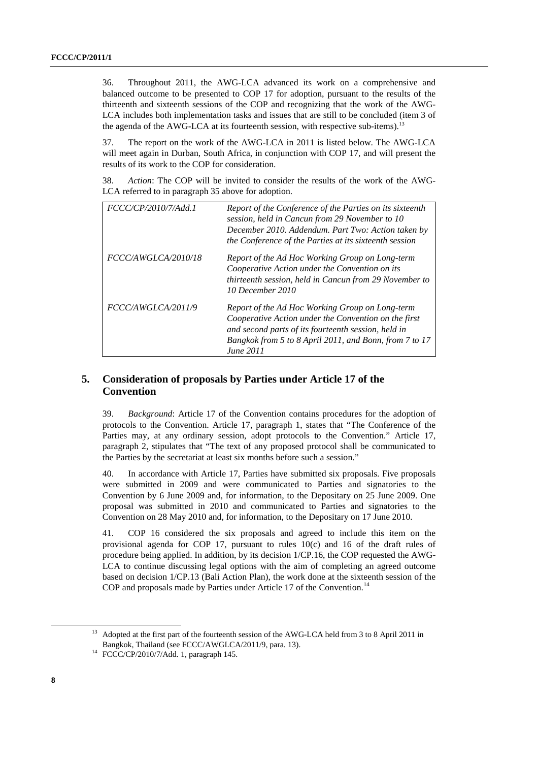36. Throughout 2011, the AWG-LCA advanced its work on a comprehensive and balanced outcome to be presented to COP 17 for adoption, pursuant to the results of the thirteenth and sixteenth sessions of the COP and recognizing that the work of the AWG-LCA includes both implementation tasks and issues that are still to be concluded (item 3 of the agenda of the AWG-LCA at its fourteenth session, with respective sub-items).[13]

37. The report on the work of the AWG-LCA in 2011 is listed below. The AWG-LCA will meet again in Durban, South Africa, in conjunction with COP 17, and will present the results of its work to the COP for consideration.

38. *Action*: The COP will be invited to consider the results of the work of the AWG-LCA referred to in paragraph 35 above for adoption.

| | |
|---|---|
| *FCCC/CP/2010/7/Add.1* | *Report of the Conference of the Parties on its sixteenth session, held in Cancun from 29 November to 10 December 2010. Addendum. Part Two: Action taken by the Conference of the Parties at its sixteenth session* |
| *FCCC/AWGLCA/2010/18* | *Report of the Ad Hoc Working Group on Long-term Cooperative Action under the Convention on its thirteenth session, held in Cancun from 29 November to 10 December 2010* |
| *FCCC/AWGLCA/2011/9* | *Report of the Ad Hoc Working Group on Long-term Cooperative Action under the Convention on the first and second parts of its fourteenth session, held in Bangkok from 5 to 8 April 2011, and Bonn, from 7 to 17 June 2011* |

## 5. Consideration of proposals by Parties under Article 17 of the Convention

39. *Background*: Article 17 of the Convention contains procedures for the adoption of protocols to the Convention. Article 17, paragraph 1, states that "The Conference of the Parties may, at any ordinary session, adopt protocols to the Convention." Article 17, paragraph 2, stipulates that "The text of any proposed protocol shall be communicated to the Parties by the secretariat at least six months before such a session."

40. In accordance with Article 17, Parties have submitted six proposals. Five proposals were submitted in 2009 and were communicated to Parties and signatories to the Convention by 6 June 2009 and, for information, to the Depositary on 25 June 2009. One proposal was submitted in 2010 and communicated to Parties and signatories to the Convention on 28 May 2010 and, for information, to the Depositary on 17 June 2010.

41. COP 16 considered the six proposals and agreed to include this item on the provisional agenda for COP 17, pursuant to rules 10(c) and 16 of the draft rules of procedure being applied. In addition, by its decision 1/CP.16, the COP requested the AWG-LCA to continue discussing legal options with the aim of completing an agreed outcome based on decision 1/CP.13 (Bali Action Plan), the work done at the sixteenth session of the COP and proposals made by Parties under Article 17 of the Convention.[14]

[13] Adopted at the first part of the fourteenth session of the AWG-LCA held from 3 to 8 April 2011 in Bangkok, Thailand (see FCCC/AWGLCA/2011/9, para. 13).

[14] FCCC/CP/2010/7/Add. 1, paragraph 145.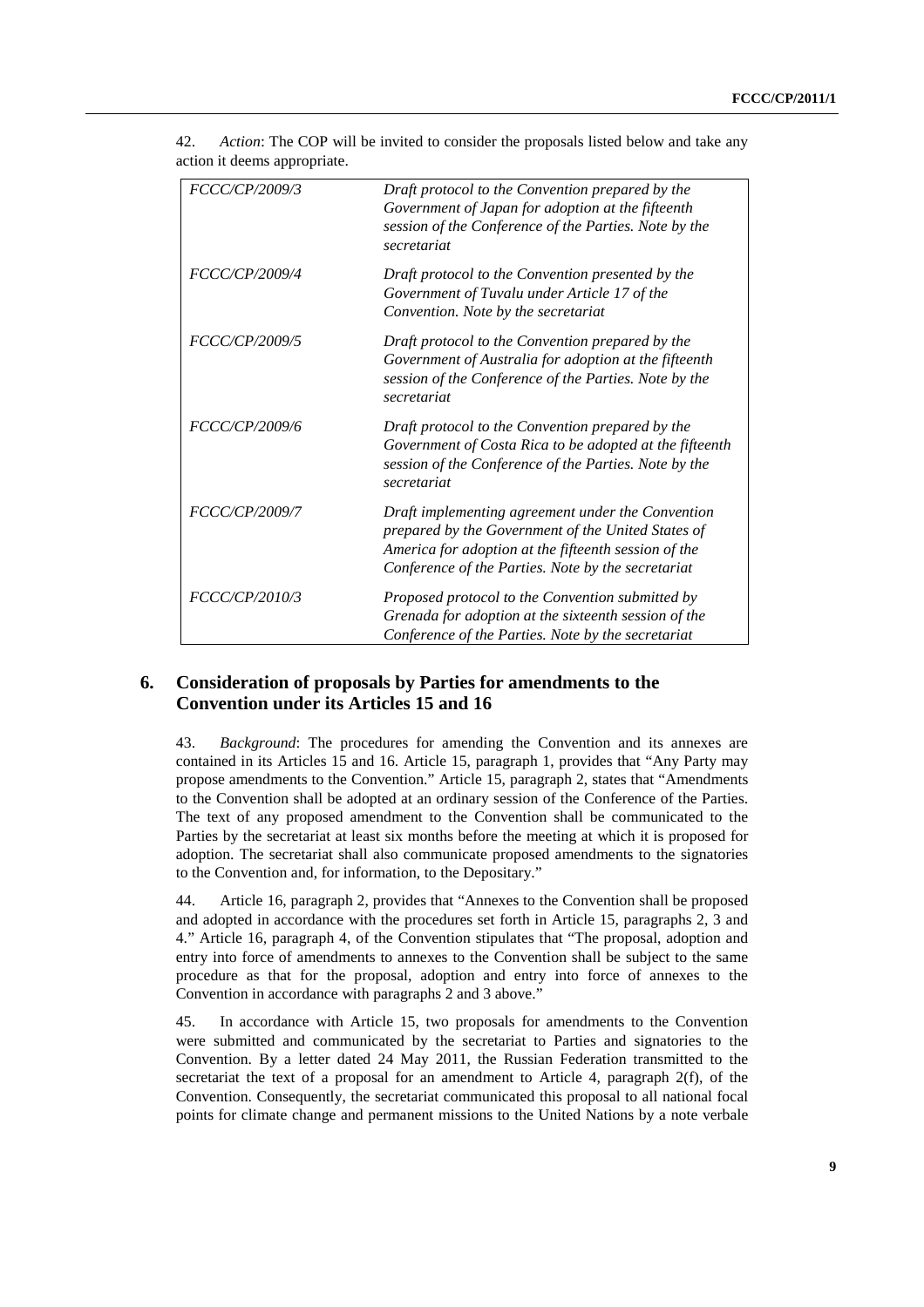42. *Action*: The COP will be invited to consider the proposals listed below and take any action it deems appropriate.

| | |
|---|---|
| *FCCC/CP/2009/3* | *Draft protocol to the Convention prepared by the Government of Japan for adoption at the fifteenth session of the Conference of the Parties. Note by the secretariat* |
| *FCCC/CP/2009/4* | *Draft protocol to the Convention presented by the Government of Tuvalu under Article 17 of the Convention. Note by the secretariat* |
| *FCCC/CP/2009/5* | *Draft protocol to the Convention prepared by the Government of Australia for adoption at the fifteenth session of the Conference of the Parties. Note by the secretariat* |
| *FCCC/CP/2009/6* | *Draft protocol to the Convention prepared by the Government of Costa Rica to be adopted at the fifteenth session of the Conference of the Parties. Note by the secretariat* |
| *FCCC/CP/2009/7* | *Draft implementing agreement under the Convention prepared by the Government of the United States of America for adoption at the fifteenth session of the Conference of the Parties. Note by the secretariat* |
| *FCCC/CP/2010/3* | *Proposed protocol to the Convention submitted by Grenada for adoption at the sixteenth session of the Conference of the Parties. Note by the secretariat* |

## 6. Consideration of proposals by Parties for amendments to the Convention under its Articles 15 and 16

43. *Background*: The procedures for amending the Convention and its annexes are contained in its Articles 15 and 16. Article 15, paragraph 1, provides that "Any Party may propose amendments to the Convention." Article 15, paragraph 2, states that "Amendments to the Convention shall be adopted at an ordinary session of the Conference of the Parties. The text of any proposed amendment to the Convention shall be communicated to the Parties by the secretariat at least six months before the meeting at which it is proposed for adoption. The secretariat shall also communicate proposed amendments to the signatories to the Convention and, for information, to the Depositary."

44. Article 16, paragraph 2, provides that "Annexes to the Convention shall be proposed and adopted in accordance with the procedures set forth in Article 15, paragraphs 2, 3 and 4." Article 16, paragraph 4, of the Convention stipulates that "The proposal, adoption and entry into force of amendments to annexes to the Convention shall be subject to the same procedure as that for the proposal, adoption and entry into force of annexes to the Convention in accordance with paragraphs 2 and 3 above."

45. In accordance with Article 15, two proposals for amendments to the Convention were submitted and communicated by the secretariat to Parties and signatories to the Convention. By a letter dated 24 May 2011, the Russian Federation transmitted to the secretariat the text of a proposal for an amendment to Article 4, paragraph 2(f), of the Convention. Consequently, the secretariat communicated this proposal to all national focal points for climate change and permanent missions to the United Nations by a note verbale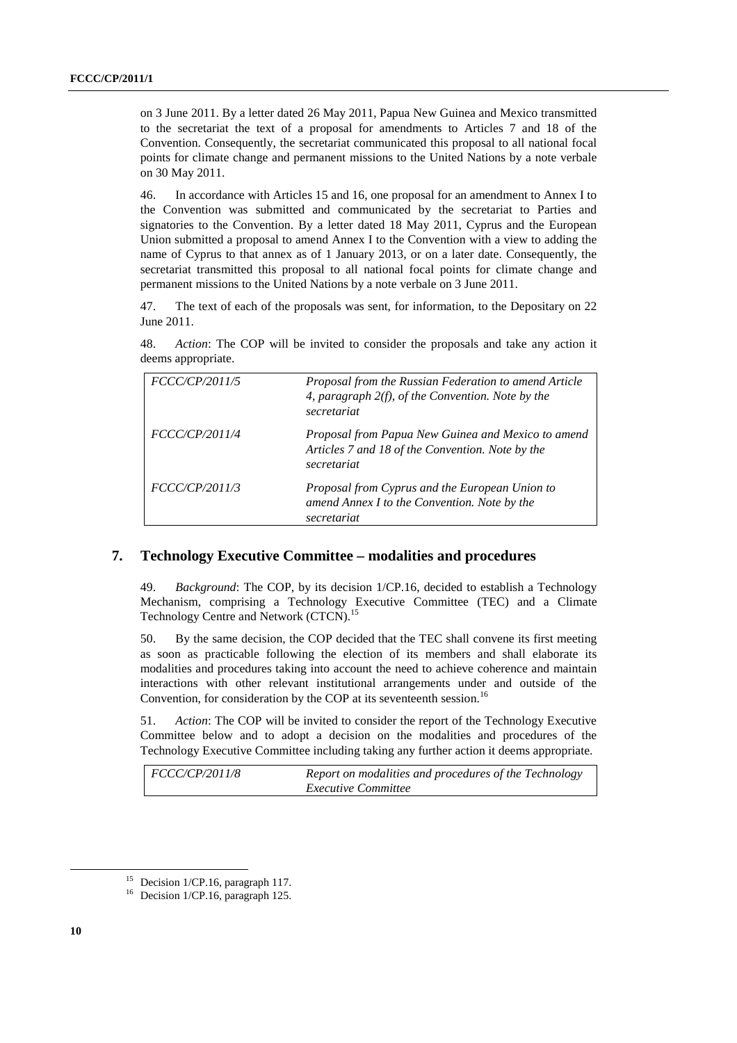on 3 June 2011. By a letter dated 26 May 2011, Papua New Guinea and Mexico transmitted to the secretariat the text of a proposal for amendments to Articles 7 and 18 of the Convention. Consequently, the secretariat communicated this proposal to all national focal points for climate change and permanent missions to the United Nations by a note verbale on 30 May 2011.

46. In accordance with Articles 15 and 16, one proposal for an amendment to Annex I to the Convention was submitted and communicated by the secretariat to Parties and signatories to the Convention. By a letter dated 18 May 2011, Cyprus and the European Union submitted a proposal to amend Annex I to the Convention with a view to adding the name of Cyprus to that annex as of 1 January 2013, or on a later date. Consequently, the secretariat transmitted this proposal to all national focal points for climate change and permanent missions to the United Nations by a note verbale on 3 June 2011.

47. The text of each of the proposals was sent, for information, to the Depositary on 22 June 2011.

48. *Action*: The COP will be invited to consider the proposals and take any action it deems appropriate.

| | |
|---|---|
| *FCCC/CP/2011/5* | *Proposal from the Russian Federation to amend Article 4, paragraph 2(f), of the Convention. Note by the secretariat* |
| *FCCC/CP/2011/4* | *Proposal from Papua New Guinea and Mexico to amend Articles 7 and 18 of the Convention. Note by the secretariat* |
| *FCCC/CP/2011/3* | *Proposal from Cyprus and the European Union to amend Annex I to the Convention. Note by the secretariat* |

## 7. Technology Executive Committee – modalities and procedures

49. *Background*: The COP, by its decision 1/CP.16, decided to establish a Technology Mechanism, comprising a Technology Executive Committee (TEC) and a Climate Technology Centre and Network (CTCN).[15]

50. By the same decision, the COP decided that the TEC shall convene its first meeting as soon as practicable following the election of its members and shall elaborate its modalities and procedures taking into account the need to achieve coherence and maintain interactions with other relevant institutional arrangements under and outside of the Convention, for consideration by the COP at its seventeenth session.[16]

51. *Action*: The COP will be invited to consider the report of the Technology Executive Committee below and to adopt a decision on the modalities and procedures of the Technology Executive Committee including taking any further action it deems appropriate.

| | |
|---|---|
| *FCCC/CP/2011/8* | *Report on modalities and procedures of the Technology Executive Committee* |

[15] Decision 1/CP.16, paragraph 117.

[16] Decision 1/CP.16, paragraph 125.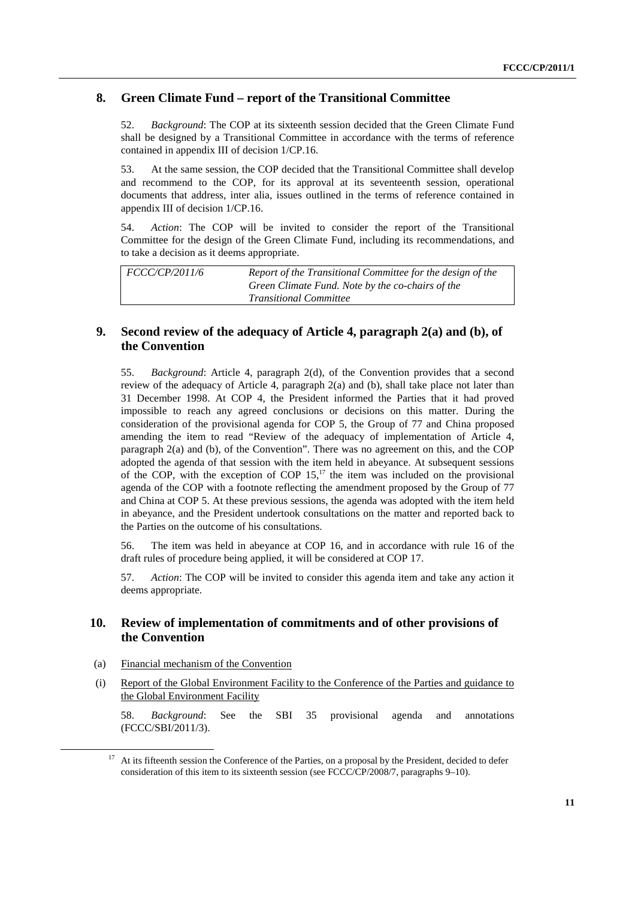## 8. Green Climate Fund – report of the Transitional Committee

52. *Background*: The COP at its sixteenth session decided that the Green Climate Fund shall be designed by a Transitional Committee in accordance with the terms of reference contained in appendix III of decision 1/CP.16.

53. At the same session, the COP decided that the Transitional Committee shall develop and recommend to the COP, for its approval at its seventeenth session, operational documents that address, inter alia, issues outlined in the terms of reference contained in appendix III of decision 1/CP.16.

54. *Action*: The COP will be invited to consider the report of the Transitional Committee for the design of the Green Climate Fund, including its recommendations, and to take a decision as it deems appropriate.

| | |
|---|---|
| *FCCC/CP/2011/6* | *Report of the Transitional Committee for the design of the Green Climate Fund. Note by the co-chairs of the Transitional Committee* |

## 9. Second review of the adequacy of Article 4, paragraph 2(a) and (b), of the Convention

55. *Background*: Article 4, paragraph 2(d), of the Convention provides that a second review of the adequacy of Article 4, paragraph 2(a) and (b), shall take place not later than 31 December 1998. At COP 4, the President informed the Parties that it had proved impossible to reach any agreed conclusions or decisions on this matter. During the consideration of the provisional agenda for COP 5, the Group of 77 and China proposed amending the item to read "Review of the adequacy of implementation of Article 4, paragraph 2(a) and (b), of the Convention". There was no agreement on this, and the COP adopted the agenda of that session with the item held in abeyance. At subsequent sessions of the COP, with the exception of COP 15,[17] the item was included on the provisional agenda of the COP with a footnote reflecting the amendment proposed by the Group of 77 and China at COP 5. At these previous sessions, the agenda was adopted with the item held in abeyance, and the President undertook consultations on the matter and reported back to the Parties on the outcome of his consultations.

56. The item was held in abeyance at COP 16, and in accordance with rule 16 of the draft rules of procedure being applied, it will be considered at COP 17.

57. *Action*: The COP will be invited to consider this agenda item and take any action it deems appropriate.

## 10. Review of implementation of commitments and of other provisions of the Convention

(a) Financial mechanism of the Convention

(i) Report of the Global Environment Facility to the Conference of the Parties and guidance to the Global Environment Facility

58. *Background*: See the SBI 35 provisional agenda and annotations (FCCC/SBI/2011/3).

[17] At its fifteenth session the Conference of the Parties, on a proposal by the President, decided to defer consideration of this item to its sixteenth session (see FCCC/CP/2008/7, paragraphs 9–10).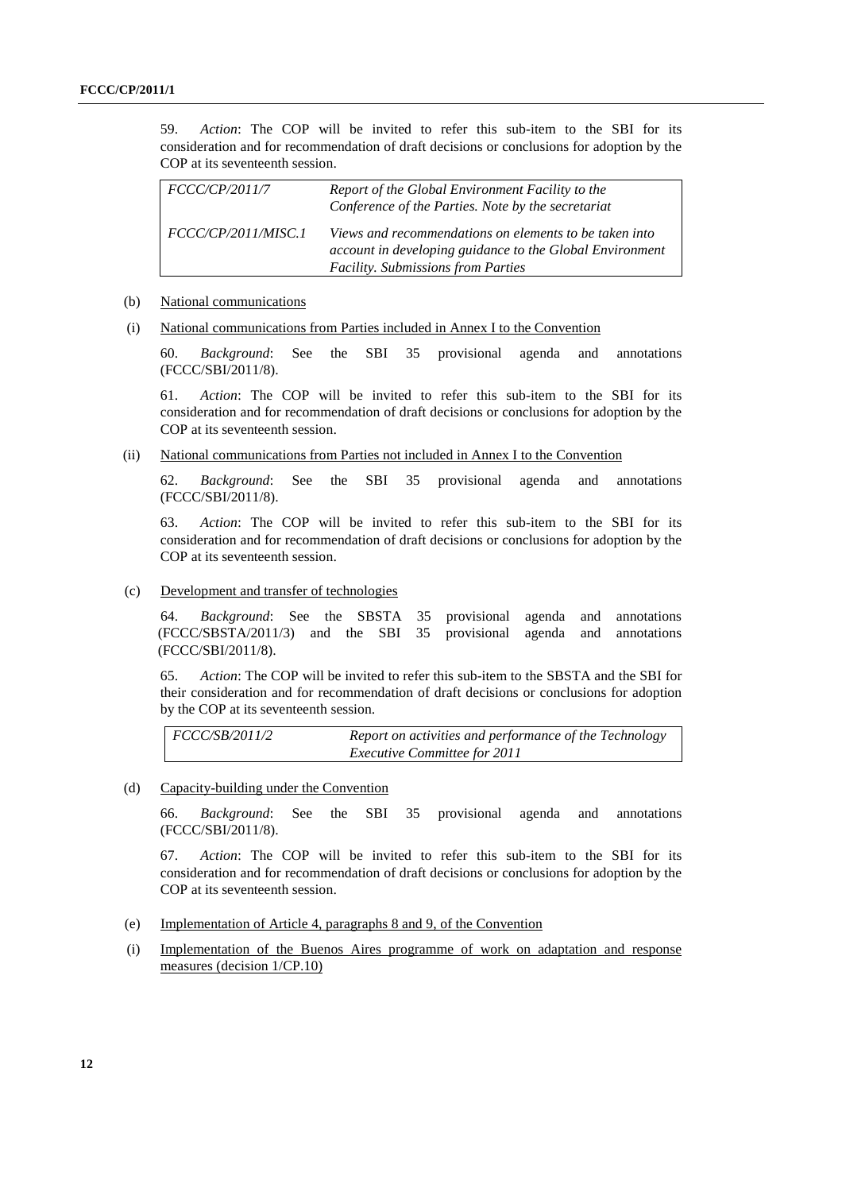59. *Action*: The COP will be invited to refer this sub-item to the SBI for its consideration and for recommendation of draft decisions or conclusions for adoption by the COP at its seventeenth session.

| | |
|---|---|
| *FCCC/CP/2011/7* | *Report of the Global Environment Facility to the Conference of the Parties. Note by the secretariat* |
| *FCCC/CP/2011/MISC.1* | *Views and recommendations on elements to be taken into account in developing guidance to the Global Environment Facility. Submissions from Parties* |

(b) National communications

(i) National communications from Parties included in Annex I to the Convention

60. *Background*: See the SBI 35 provisional agenda and annotations (FCCC/SBI/2011/8).

61. *Action*: The COP will be invited to refer this sub-item to the SBI for its consideration and for recommendation of draft decisions or conclusions for adoption by the COP at its seventeenth session.

(ii) National communications from Parties not included in Annex I to the Convention

62. *Background*: See the SBI 35 provisional agenda and annotations (FCCC/SBI/2011/8).

63. *Action*: The COP will be invited to refer this sub-item to the SBI for its consideration and for recommendation of draft decisions or conclusions for adoption by the COP at its seventeenth session.

(c) Development and transfer of technologies

64. *Background*: See the SBSTA 35 provisional agenda and annotations (FCCC/SBSTA/2011/3) and the SBI 35 provisional agenda and annotations (FCCC/SBI/2011/8).

65. *Action*: The COP will be invited to refer this sub-item to the SBSTA and the SBI for their consideration and for recommendation of draft decisions or conclusions for adoption by the COP at its seventeenth session.

| | |
|---|---|
| *FCCC/SB/2011/2* | *Report on activities and performance of the Technology Executive Committee for 2011* |

(d) Capacity-building under the Convention

66. *Background*: See the SBI 35 provisional agenda and annotations (FCCC/SBI/2011/8).

67. *Action*: The COP will be invited to refer this sub-item to the SBI for its consideration and for recommendation of draft decisions or conclusions for adoption by the COP at its seventeenth session.

(e) Implementation of Article 4, paragraphs 8 and 9, of the Convention

(i) Implementation of the Buenos Aires programme of work on adaptation and response measures (decision 1/CP.10)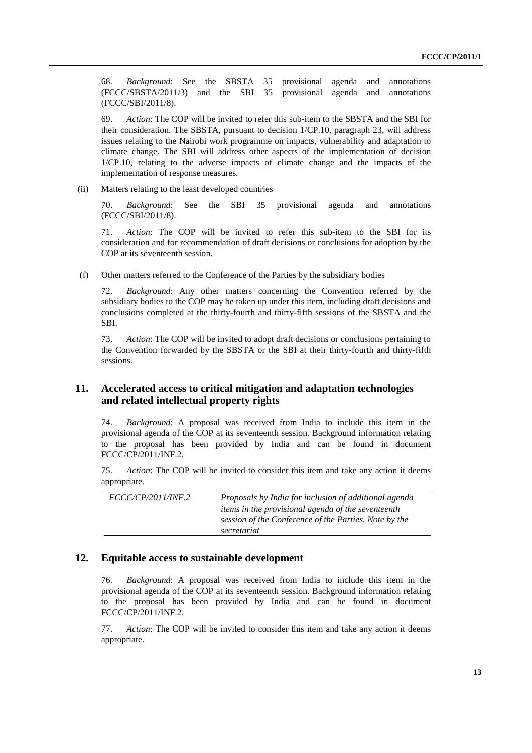68. *Background*: See the SBSTA 35 provisional agenda and annotations (FCCC/SBSTA/2011/3) and the SBI 35 provisional agenda and annotations (FCCC/SBI/2011/8).

69. *Action*: The COP will be invited to refer this sub-item to the SBSTA and the SBI for their consideration. The SBSTA, pursuant to decision 1/CP.10, paragraph 23, will address issues relating to the Nairobi work programme on impacts, vulnerability and adaptation to climate change. The SBI will address other aspects of the implementation of decision 1/CP.10, relating to the adverse impacts of climate change and the impacts of the implementation of response measures.

(ii) Matters relating to the least developed countries

70. *Background*: See the SBI 35 provisional agenda and annotations (FCCC/SBI/2011/8).

71. *Action*: The COP will be invited to refer this sub-item to the SBI for its consideration and for recommendation of draft decisions or conclusions for adoption by the COP at its seventeenth session.

(f) Other matters referred to the Conference of the Parties by the subsidiary bodies

72. *Background*: Any other matters concerning the Convention referred by the subsidiary bodies to the COP may be taken up under this item, including draft decisions and conclusions completed at the thirty-fourth and thirty-fifth sessions of the SBSTA and the SBI.

73. *Action*: The COP will be invited to adopt draft decisions or conclusions pertaining to the Convention forwarded by the SBSTA or the SBI at their thirty-fourth and thirty-fifth sessions.

## 11. Accelerated access to critical mitigation and adaptation technologies and related intellectual property rights

74. *Background*: A proposal was received from India to include this item in the provisional agenda of the COP at its seventeenth session. Background information relating to the proposal has been provided by India and can be found in document FCCC/CP/2011/INF.2.

75. *Action*: The COP will be invited to consider this item and take any action it deems appropriate.

| | |
|---|---|
| *FCCC/CP/2011/INF.2* | *Proposals by India for inclusion of additional agenda items in the provisional agenda of the seventeenth session of the Conference of the Parties. Note by the secretariat* |

## 12. Equitable access to sustainable development

76. *Background*: A proposal was received from India to include this item in the provisional agenda of the COP at its seventeenth session. Background information relating to the proposal has been provided by India and can be found in document FCCC/CP/2011/INF.2.

77. *Action*: The COP will be invited to consider this item and take any action it deems appropriate.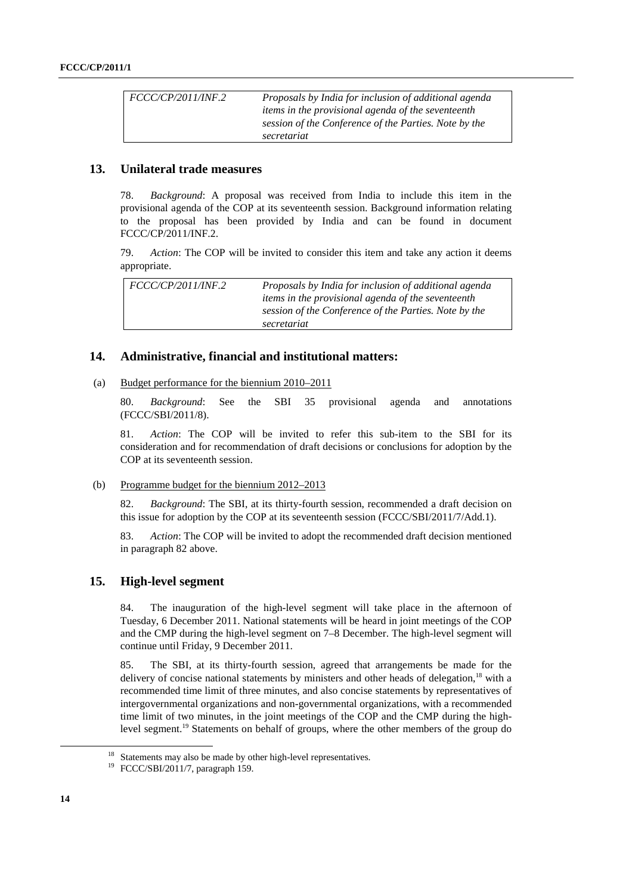| FCCC/CP/2011/INF.2 | Proposals by India for inclusion of additional agenda items in the provisional agenda of the seventeenth session of the Conference of the Parties. Note by the secretariat |
|---|---|

## 13. Unilateral trade measures

78. *Background*: A proposal was received from India to include this item in the provisional agenda of the COP at its seventeenth session. Background information relating to the proposal has been provided by India and can be found in document FCCC/CP/2011/INF.2.

79. *Action*: The COP will be invited to consider this item and take any action it deems appropriate.

| FCCC/CP/2011/INF.2 | Proposals by India for inclusion of additional agenda items in the provisional agenda of the seventeenth session of the Conference of the Parties. Note by the secretariat |
|---|---|

## 14. Administrative, financial and institutional matters:

(a) Budget performance for the biennium 2010–2011

80. *Background*: See the SBI 35 provisional agenda and annotations (FCCC/SBI/2011/8).

81. *Action*: The COP will be invited to refer this sub-item to the SBI for its consideration and for recommendation of draft decisions or conclusions for adoption by the COP at its seventeenth session.

(b) Programme budget for the biennium 2012–2013

82. *Background*: The SBI, at its thirty-fourth session, recommended a draft decision on this issue for adoption by the COP at its seventeenth session (FCCC/SBI/2011/7/Add.1).

83. *Action*: The COP will be invited to adopt the recommended draft decision mentioned in paragraph 82 above.

## 15. High-level segment

84. The inauguration of the high-level segment will take place in the afternoon of Tuesday, 6 December 2011. National statements will be heard in joint meetings of the COP and the CMP during the high-level segment on 7–8 December. The high-level segment will continue until Friday, 9 December 2011.

85. The SBI, at its thirty-fourth session, agreed that arrangements be made for the delivery of concise national statements by ministers and other heads of delegation,[18] with a recommended time limit of three minutes, and also concise statements by representatives of intergovernmental organizations and non-governmental organizations, with a recommended time limit of two minutes, in the joint meetings of the COP and the CMP during the high-level segment.[19] Statements on behalf of groups, where the other members of the group do

[18] Statements may also be made by other high-level representatives.

[19] FCCC/SBI/2011/7, paragraph 159.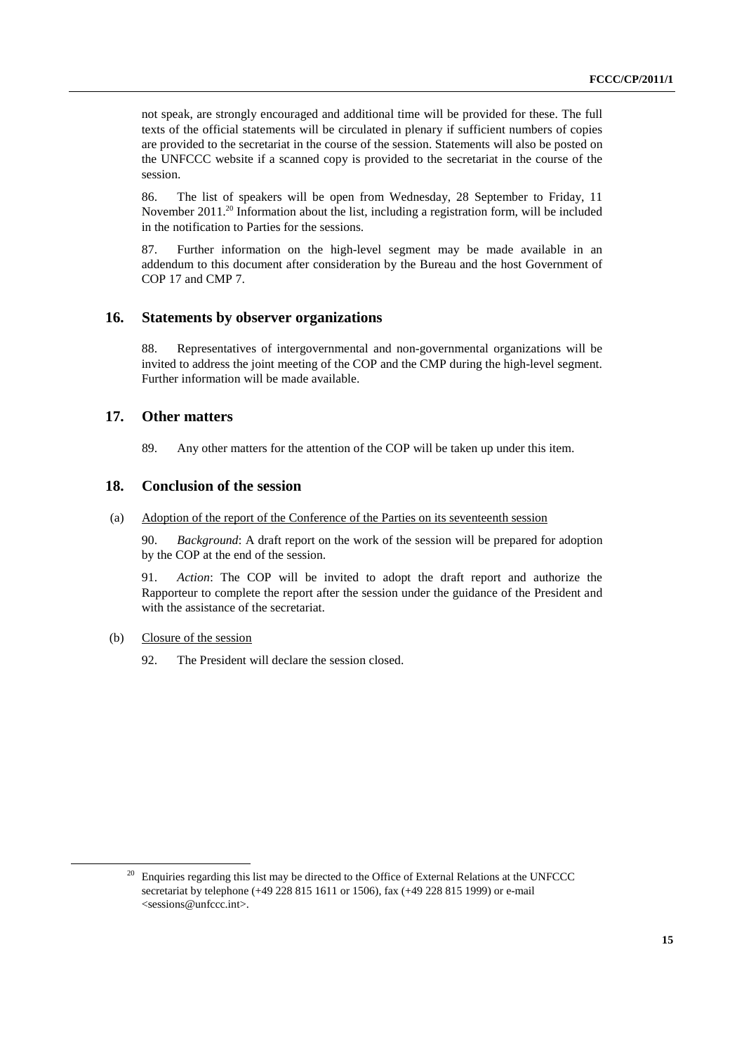not speak, are strongly encouraged and additional time will be provided for these. The full texts of the official statements will be circulated in plenary if sufficient numbers of copies are provided to the secretariat in the course of the session. Statements will also be posted on the UNFCCC website if a scanned copy is provided to the secretariat in the course of the session.

86. The list of speakers will be open from Wednesday, 28 September to Friday, 11 November 2011.[20] Information about the list, including a registration form, will be included in the notification to Parties for the sessions.

87. Further information on the high-level segment may be made available in an addendum to this document after consideration by the Bureau and the host Government of COP 17 and CMP 7.

## 16. Statements by observer organizations

88. Representatives of intergovernmental and non-governmental organizations will be invited to address the joint meeting of the COP and the CMP during the high-level segment. Further information will be made available.

## 17. Other matters

89. Any other matters for the attention of the COP will be taken up under this item.

## 18. Conclusion of the session

(a) Adoption of the report of the Conference of the Parties on its seventeenth session

90. *Background*: A draft report on the work of the session will be prepared for adoption by the COP at the end of the session.

91. *Action*: The COP will be invited to adopt the draft report and authorize the Rapporteur to complete the report after the session under the guidance of the President and with the assistance of the secretariat.

(b) Closure of the session

92. The President will declare the session closed.

[20] Enquiries regarding this list may be directed to the Office of External Relations at the UNFCCC secretariat by telephone (+49 228 815 1611 or 1506), fax (+49 228 815 1999) or e-mail <sessions@unfccc.int>.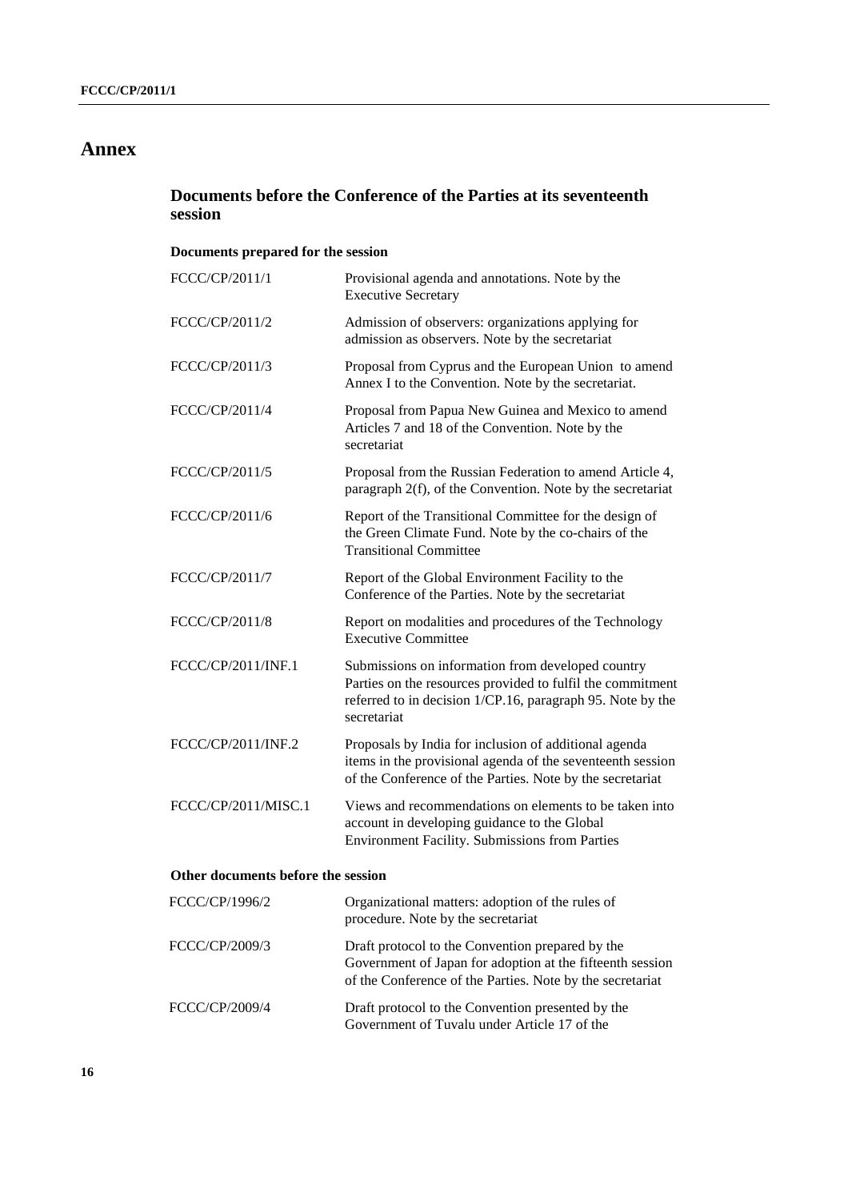# Annex

## Documents before the Conference of the Parties at its seventeenth session

### Documents prepared for the session

| | |
|---|---|
| FCCC/CP/2011/1 | Provisional agenda and annotations. Note by the Executive Secretary |
| FCCC/CP/2011/2 | Admission of observers: organizations applying for admission as observers. Note by the secretariat |
| FCCC/CP/2011/3 | Proposal from Cyprus and the European Union to amend Annex I to the Convention. Note by the secretariat. |
| FCCC/CP/2011/4 | Proposal from Papua New Guinea and Mexico to amend Articles 7 and 18 of the Convention. Note by the secretariat |
| FCCC/CP/2011/5 | Proposal from the Russian Federation to amend Article 4, paragraph 2(f), of the Convention. Note by the secretariat |
| FCCC/CP/2011/6 | Report of the Transitional Committee for the design of the Green Climate Fund. Note by the co-chairs of the Transitional Committee |
| FCCC/CP/2011/7 | Report of the Global Environment Facility to the Conference of the Parties. Note by the secretariat |
| FCCC/CP/2011/8 | Report on modalities and procedures of the Technology Executive Committee |
| FCCC/CP/2011/INF.1 | Submissions on information from developed country Parties on the resources provided to fulfil the commitment referred to in decision 1/CP.16, paragraph 95. Note by the secretariat |
| FCCC/CP/2011/INF.2 | Proposals by India for inclusion of additional agenda items in the provisional agenda of the seventeenth session of the Conference of the Parties. Note by the secretariat |
| FCCC/CP/2011/MISC.1 | Views and recommendations on elements to be taken into account in developing guidance to the Global Environment Facility. Submissions from Parties |

### Other documents before the session

| | |
|---|---|
| FCCC/CP/1996/2 | Organizational matters: adoption of the rules of procedure. Note by the secretariat |
| FCCC/CP/2009/3 | Draft protocol to the Convention prepared by the Government of Japan for adoption at the fifteenth session of the Conference of the Parties. Note by the secretariat |
| FCCC/CP/2009/4 | Draft protocol to the Convention presented by the Government of Tuvalu under Article 17 of the |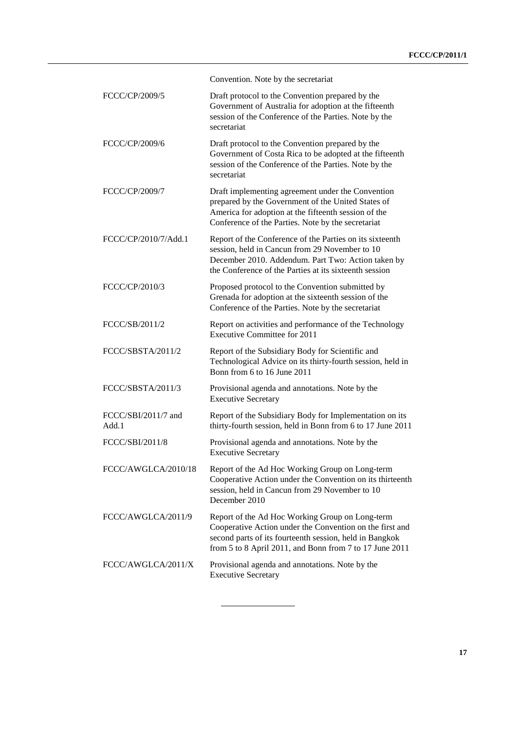| | |
|---|---|
| | Convention. Note by the secretariat |
| FCCC/CP/2009/5 | Draft protocol to the Convention prepared by the Government of Australia for adoption at the fifteenth session of the Conference of the Parties. Note by the secretariat |
| FCCC/CP/2009/6 | Draft protocol to the Convention prepared by the Government of Costa Rica to be adopted at the fifteenth session of the Conference of the Parties. Note by the secretariat |
| FCCC/CP/2009/7 | Draft implementing agreement under the Convention prepared by the Government of the United States of America for adoption at the fifteenth session of the Conference of the Parties. Note by the secretariat |
| FCCC/CP/2010/7/Add.1 | Report of the Conference of the Parties on its sixteenth session, held in Cancun from 29 November to 10 December 2010. Addendum. Part Two: Action taken by the Conference of the Parties at its sixteenth session |
| FCCC/CP/2010/3 | Proposed protocol to the Convention submitted by Grenada for adoption at the sixteenth session of the Conference of the Parties. Note by the secretariat |
| FCCC/SB/2011/2 | Report on activities and performance of the Technology Executive Committee for 2011 |
| FCCC/SBSTA/2011/2 | Report of the Subsidiary Body for Scientific and Technological Advice on its thirty-fourth session, held in Bonn from 6 to 16 June 2011 |
| FCCC/SBSTA/2011/3 | Provisional agenda and annotations. Note by the Executive Secretary |
| FCCC/SBI/2011/7 and Add.1 | Report of the Subsidiary Body for Implementation on its thirty-fourth session, held in Bonn from 6 to 17 June 2011 |
| FCCC/SBI/2011/8 | Provisional agenda and annotations. Note by the Executive Secretary |
| FCCC/AWGLCA/2010/18 | Report of the Ad Hoc Working Group on Long-term Cooperative Action under the Convention on its thirteenth session, held in Cancun from 29 November to 10 December 2010 |
| FCCC/AWGLCA/2011/9 | Report of the Ad Hoc Working Group on Long-term Cooperative Action under the Convention on the first and second parts of its fourteenth session, held in Bangkok from 5 to 8 April 2011, and Bonn from 7 to 17 June 2011 |
| FCCC/AWGLCA/2011/X | Provisional agenda and annotations. Note by the Executive Secretary |